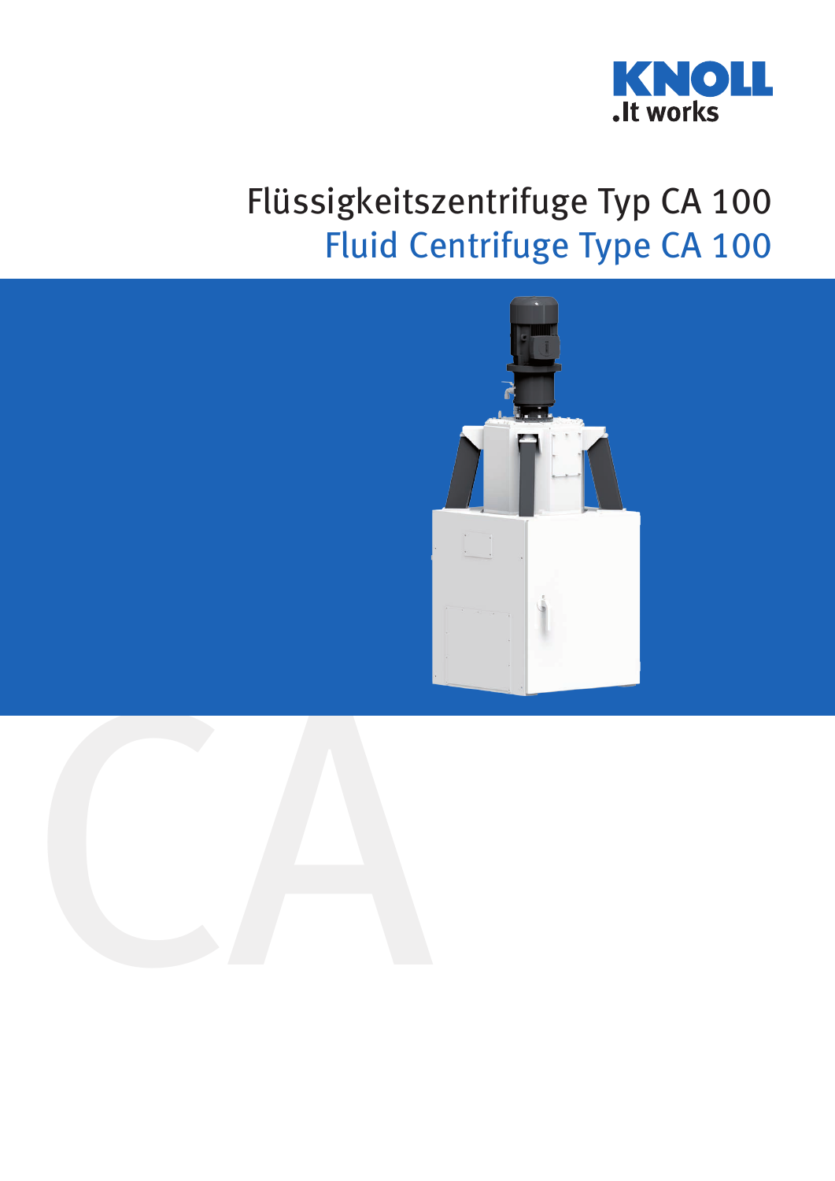KNOLL
.It works

# Flüssigkeitszentrifuge Typ CA 100

# Fluid Centrifuge Type CA 100

CA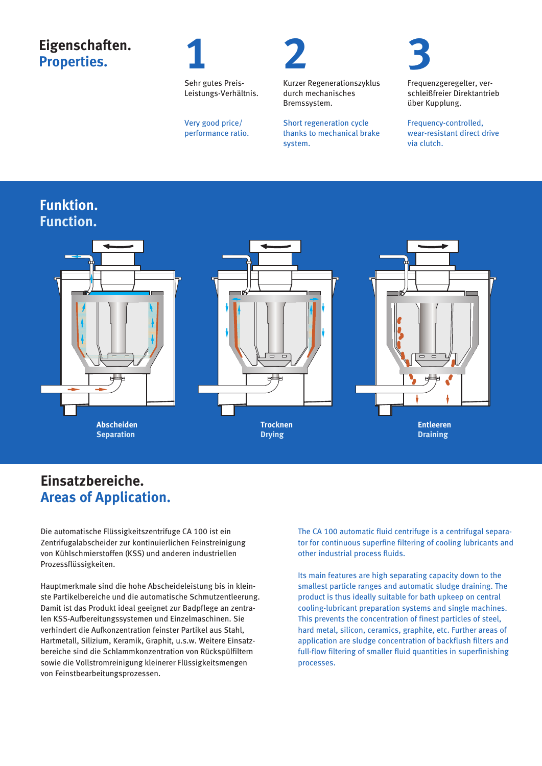## Eigenschaften.
## Properties.

**1**

Sehr gutes Preis-Leistungs-Verhältnis.

Very good price/performance ratio.

**2**

Kurzer Regenerationszyklus durch mechanisches Bremssystem.

Short regeneration cycle thanks to mechanical brake system.

**3**

Frequenzgeregelter, verschleißfreier Direktantrieb über Kupplung.

Frequency-controlled, wear-resistant direct drive via clutch.

## Funktion.
## Function.

**Abscheiden**
**Separation**

**Trocknen**
**Drying**

**Entleeren**
**Draining**

## Einsatzbereiche.
## Areas of Application.

Die automatische Flüssigkeitszentrifuge CA 100 ist ein Zentrifugalabscheider zur kontinuierlichen Feinstreinigung von Kühlschmierstoffen (KSS) und anderen industriellen Prozessflüssigkeiten.

Hauptmerkmale sind die hohe Abscheideleistung bis in kleinste Partikelbereiche und die automatische Schmutzentleerung. Damit ist das Produkt ideal geeignet zur Badpflege an zentralen KSS-Aufbereitungssystemen und Einzelmaschinen. Sie verhindert die Aufkonzentration feinster Partikel aus Stahl, Hartmetall, Silizium, Keramik, Graphit, u.s.w. Weitere Einsatzbereiche sind die Schlammkonzentration von Rückspülfiltern sowie die Vollstromreinigung kleinerer Flüssigkeitsmengen von Feinstbearbeitungsprozessen.

The CA 100 automatic fluid centrifuge is a centrifugal separator for continuous superfine filtering of cooling lubricants and other industrial process fluids.

Its main features are high separating capacity down to the smallest particle ranges and automatic sludge draining. The product is thus ideally suitable for bath upkeep on central cooling-lubricant preparation systems and single machines. This prevents the concentration of finest particles of steel, hard metal, silicon, ceramics, graphite, etc. Further areas of application are sludge concentration of backflush filters and full-flow filtering of smaller fluid quantities in superfinishing processes.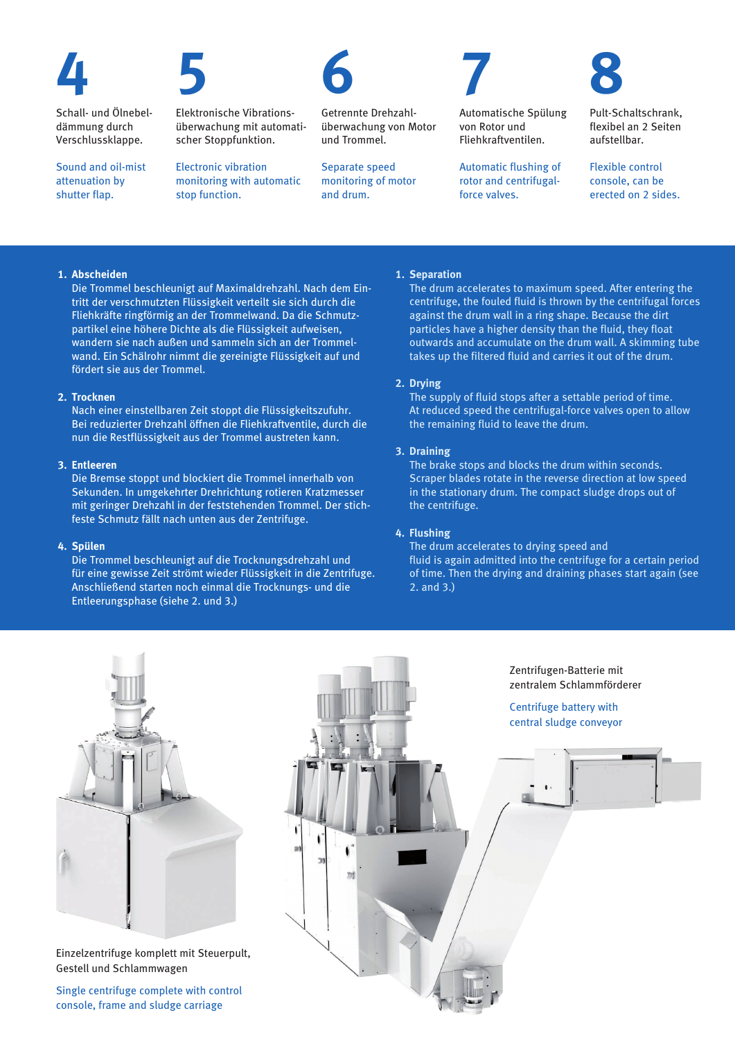## 4

Schall- und Ölnebeldämmung durch Verschlussklappe.

Sound and oil-mist attenuation by shutter flap.

## 5

Elektronische Vibrationsüberwachung mit automatischer Stoppfunktion.

Electronic vibration monitoring with automatic stop function.

## 6

Getrennte Drehzahlüberwachung von Motor und Trommel.

Separate speed monitoring of motor and drum.

## 7

Automatische Spülung von Rotor und Fliehkraftventilen.

Automatic flushing of rotor and centrifugal-force valves.

## 8

Pult-Schaltschrank, flexibel an 2 Seiten aufstellbar.

Flexible control console, can be erected on 2 sides.

1. **Abscheiden**
   Die Trommel beschleunigt auf Maximaldrehzahl. Nach dem Eintritt der verschmutzten Flüssigkeit verteilt sie sich durch die Fliehkräfte ringförmig an der Trommelwand. Da die Schmutzpartikel eine höhere Dichte als die Flüssigkeit aufweisen, wandern sie nach außen und sammeln sich an der Trommelwand. Ein Schälrohr nimmt die gereinigte Flüssigkeit auf und fördert sie aus der Trommel.

2. **Trocknen**
   Nach einer einstellbaren Zeit stoppt die Flüssigkeitszufuhr. Bei reduzierter Drehzahl öffnen die Fliehkraftventile, durch die nun die Restflüssigkeit aus der Trommel austreten kann.

3. **Entleeren**
   Die Bremse stoppt und blockiert die Trommel innerhalb von Sekunden. In umgekehrter Drehrichtung rotieren Kratzmesser mit geringer Drehzahl in der feststehenden Trommel. Der stichfeste Schmutz fällt nach unten aus der Zentrifuge.

4. **Spülen**
   Die Trommel beschleunigt auf die Trocknungsdrehzahl und für eine gewisse Zeit strömt wieder Flüssigkeit in die Zentrifuge. Anschließend starten noch einmal die Trocknungs- und die Entleerungsphase (siehe 2. und 3.)

1. **Separation**
   The drum accelerates to maximum speed. After entering the centrifuge, the fouled fluid is thrown by the centrifugal forces against the drum wall in a ring shape. Because the dirt particles have a higher density than the fluid, they float outwards and accumulate on the drum wall. A skimming tube takes up the filtered fluid and carries it out of the drum.

2. **Drying**
   The supply of fluid stops after a settable period of time. At reduced speed the centrifugal-force valves open to allow the remaining fluid to leave the drum.

3. **Draining**
   The brake stops and blocks the drum within seconds. Scraper blades rotate in the reverse direction at low speed in the stationary drum. The compact sludge drops out of the centrifuge.

4. **Flushing**
   The drum accelerates to drying speed and fluid is again admitted into the centrifuge for a certain period of time. Then the drying and draining phases start again (see 2. and 3.)

Einzelzentrifuge komplett mit Steuerpult, Gestell und Schlammwagen

Single centrifuge complete with control console, frame and sludge carriage

Zentrifugen-Batterie mit zentralem Schlammförderer

Centrifuge battery with central sludge conveyor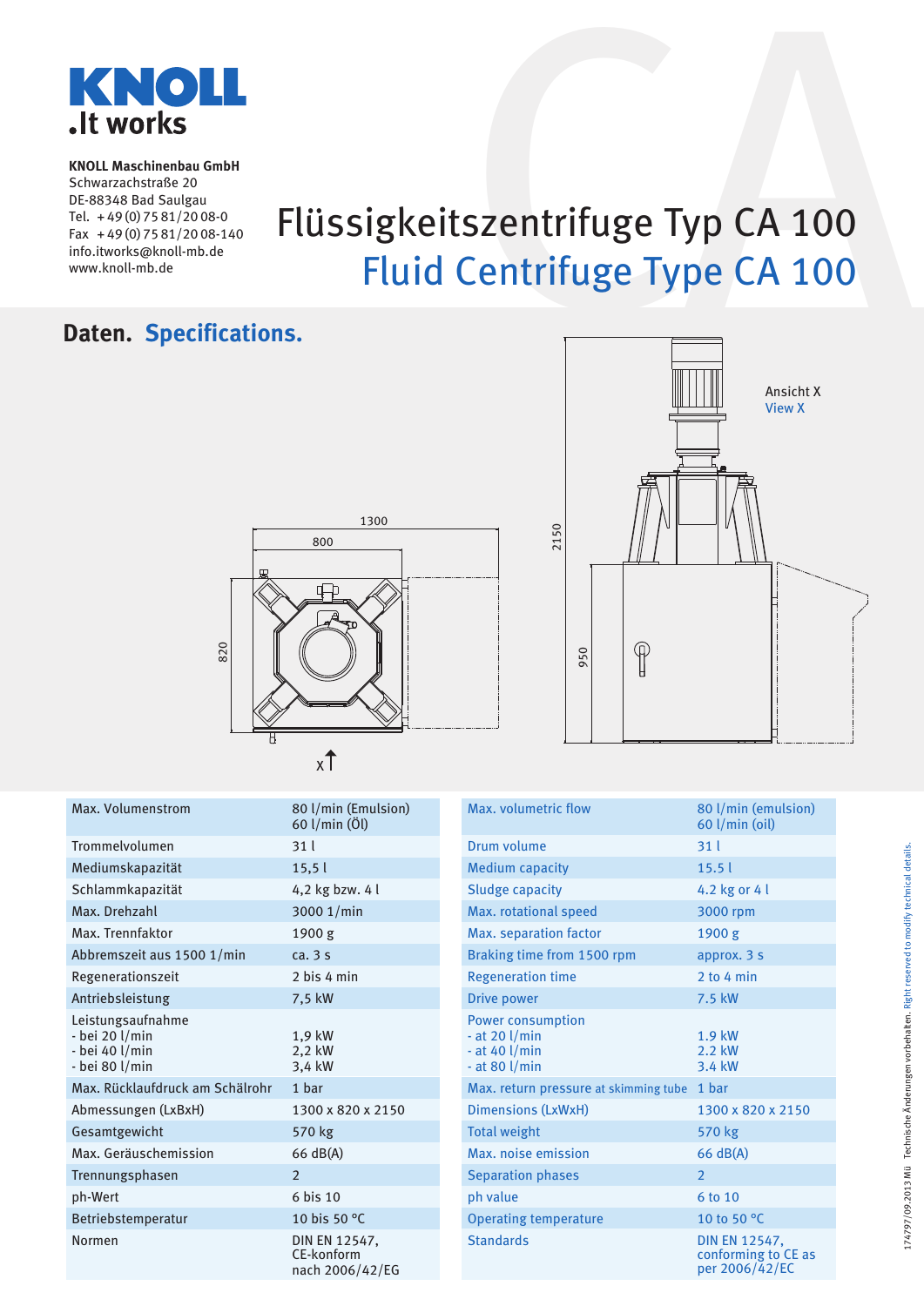**KNOLL**
**.It works**

**KNOLL Maschinenbau GmbH**
Schwarzachstraße 20
DE-88348 Bad Saulgau
Tel. +49 (0) 75 81/20 08-0
Fax +49 (0) 75 81/20 08-140
info.itworks@knoll-mb.de
www.knoll-mb.de

# Flüssigkeitszentrifuge Typ CA 100
# Fluid Centrifuge Type CA 100

## Daten. Specifications.

1300
800
820
X
2150
950
Ansicht X
View X

| | |
|---|---|
| Max. Volumenstrom | 80 l/min (Emulsion)<br>60 l/min (Öl) |
| Trommelvolumen | 31 l |
| Mediumskapazität | 15,5 l |
| Schlammkapazität | 4,2 kg bzw. 4 l |
| Max. Drehzahl | 3000 1/min |
| Max. Trennfaktor | 1900 g |
| Abbremszeit aus 1500 1/min | ca. 3 s |
| Regenerationszeit | 2 bis 4 min |
| Antriebsleistung | 7,5 kW |
| Leistungsaufnahme<br>- bei 20 l/min<br>- bei 40 l/min<br>- bei 80 l/min | <br>1,9 kW<br>2,2 kW<br>3,4 kW |
| Max. Rücklaufdruck am Schälrohr | 1 bar |
| Abmessungen (LxBxH) | 1300 x 820 x 2150 |
| Gesamtgewicht | 570 kg |
| Max. Geräuschemission | 66 dB(A) |
| Trennungsphasen | 2 |
| ph-Wert | 6 bis 10 |
| Betriebstemperatur | 10 bis 50 °C |
| Normen | DIN EN 12547,<br>CE-konform<br>nach 2006/42/EG |

| | |
|---|---|
| Max. volumetric flow | 80 l/min (emulsion)<br>60 l/min (oil) |
| Drum volume | 31 l |
| Medium capacity | 15.5 l |
| Sludge capacity | 4.2 kg or 4 l |
| Max. rotational speed | 3000 rpm |
| Max. separation factor | 1900 g |
| Braking time from 1500 rpm | approx. 3 s |
| Regeneration time | 2 to 4 min |
| Drive power | 7.5 kW |
| Power consumption<br>- at 20 l/min<br>- at 40 l/min<br>- at 80 l/min | <br>1.9 kW<br>2.2 kW<br>3.4 kW |
| Max. return pressure at skimming tube | 1 bar |
| Dimensions (LxWxH) | 1300 x 820 x 2150 |
| Total weight | 570 kg |
| Max. noise emission | 66 dB(A) |
| Separation phases | 2 |
| ph value | 6 to 10 |
| Operating temperature | 10 to 50 °C |
| Standards | DIN EN 12547,<br>conforming to CE as<br>per 2006/42/EC |

174/97/09.2013 Mü Technische Änderungen vorbehalten. Right reserved to modify technical details.